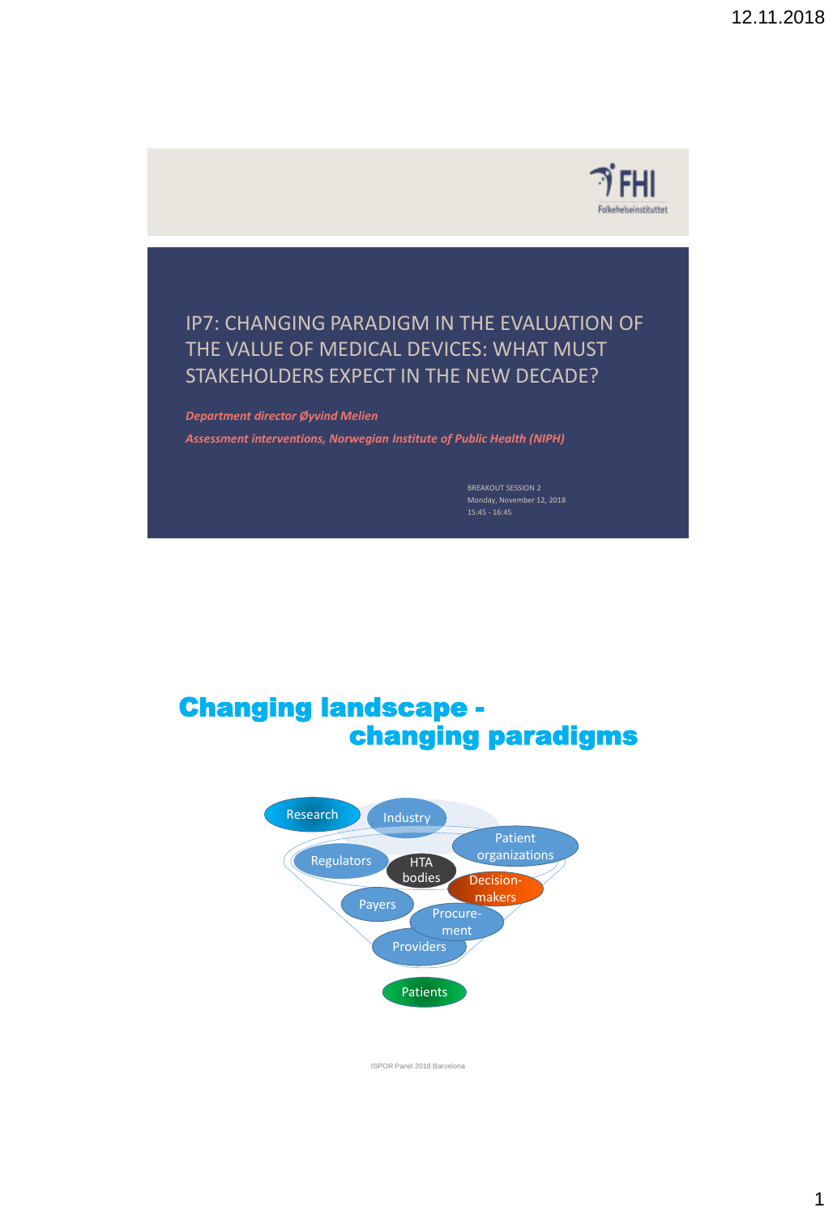FHI
Folkehelseinstituttet

# IP7: CHANGING PARADIGM IN THE EVALUATION OF THE VALUE OF MEDICAL DEVICES: WHAT MUST STAKEHOLDERS EXPECT IN THE NEW DECADE?

*Department director Øyvind Melien*

*Assessment interventions, Norwegian Institute of Public Health (NIPH)*

BREAKOUT SESSION 2
Monday, November 12, 2018
15:45 - 16:45

# Changing landscape - changing paradigms

Research
Industry
Patient organizations
Regulators
HTA bodies
Decision-makers
Payers
Procure-ment
Providers
Patients

ISPOR Panel 2018 Barcelona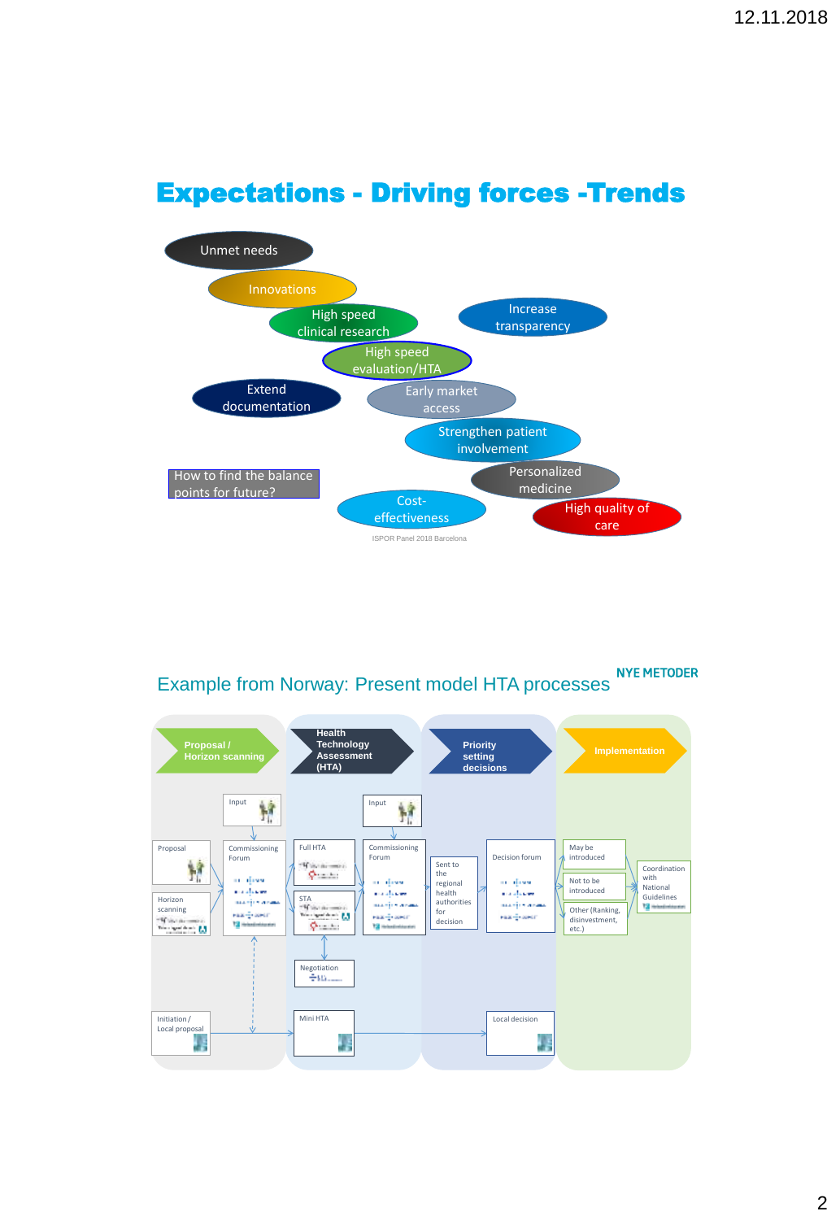# Expectations - Driving forces -Trends

- Unmet needs
- Innovations
- High speed clinical research
- Increase transparency
- High speed evaluation/HTA
- Extend documentation
- Early market access
- Strengthen patient involvement
- Personalized medicine
- Cost-effectiveness
- High quality of care

How to find the balance points for future?

ISPOR Panel 2018 Barcelona

## Example from Norway: Present model HTA processes

NYE METODER

**Proposal / Horizon scanning** → **Health Technology Assessment (HTA)** → **Priority setting decisions** → **Implementation**

- Input
- Proposal
- Horizon scanning
- Commissioning Forum
- Full HTA
- STA
- Input
- Commissioning Forum
- Negotiation
- Sent to the regional health authorities for decision
- Decision forum
- May be introduced
- Not to be introduced
- Other (Ranking, disinvestment, etc.)
- Coordination with National Guidelines
- Initiation / Local proposal
- Mini HTA
- Local decision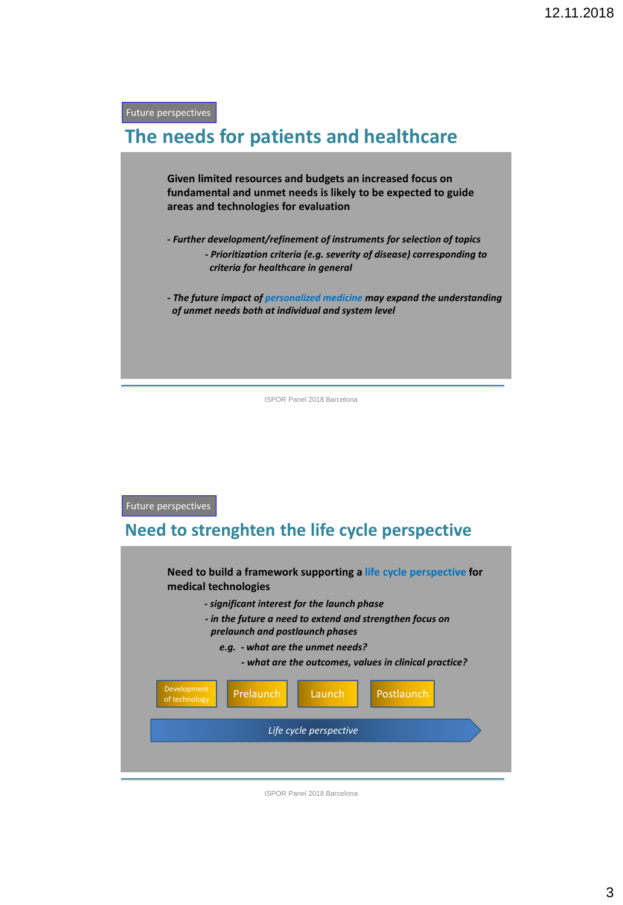Future perspectives

## The needs for patients and healthcare

**Given limited resources and budgets an increased focus on fundamental and unmet needs is likely to be expected to guide areas and technologies for evaluation**

***- Further development/refinement of instruments for selection of topics***

***- Prioritization criteria (e.g. severity of disease) corresponding to criteria for healthcare in general***

***- The future impact of personalized medicine may expand the understanding of unmet needs both at individual and system level***

ISPOR Panel 2018 Barcelona

Future perspectives

## Need to strenghten the life cycle perspective

**Need to build a framework supporting a life cycle perspective for medical technologies**

***- significant interest for the launch phase***

***- in the future a need to extend and strengthen focus on prelaunch and postlaunch phases***

***e.g. - what are the unmet needs?***

***- what are the outcomes, values in clinical practice?***

Development of technology → Prelaunch → Launch → Postlaunch

*Life cycle perspective*

ISPOR Panel 2018 Barcelona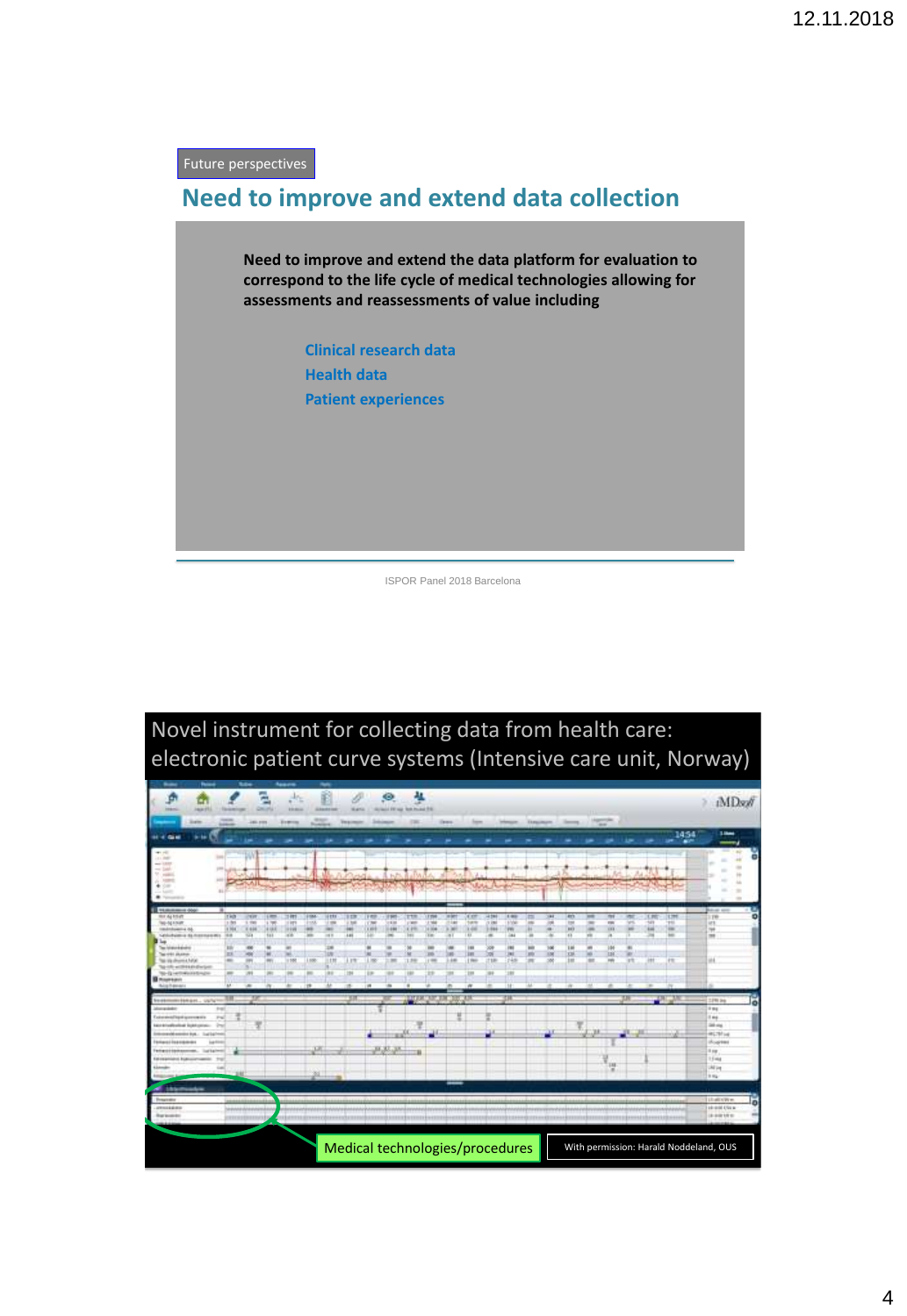Future perspectives

## Need to improve and extend data collection

**Need to improve and extend the data platform for evaluation to correspond to the life cycle of medical technologies allowing for assessments and reassessments of value including**

- **Clinical research data**
- **Health data**
- **Patient experiences**

ISPOR Panel 2018 Barcelona

## Novel instrument for collecting data from health care: electronic patient curve systems (Intensive care unit, Norway)

Medical technologies/procedures

With permission: Harald Noddeland, OUS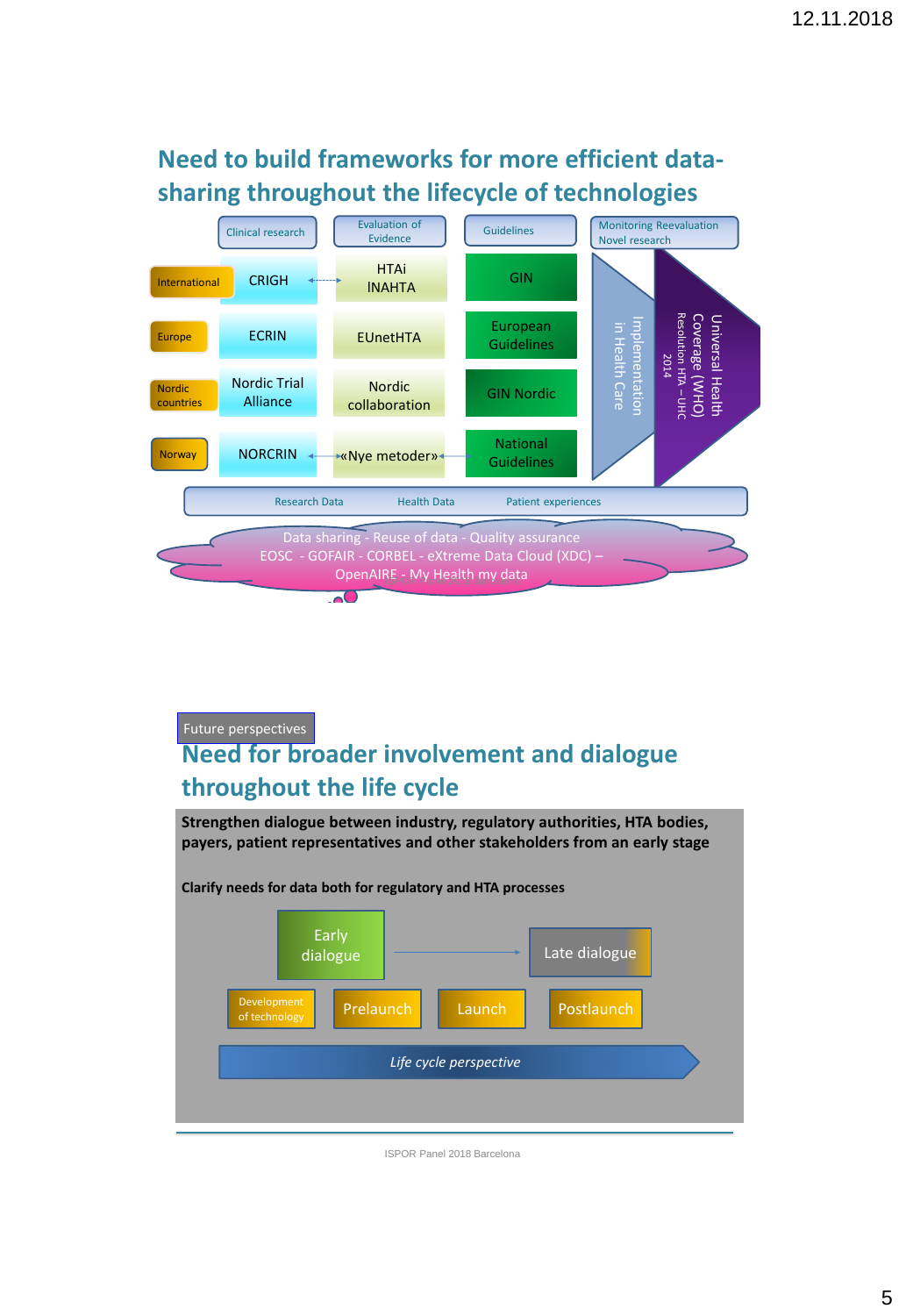## Need to build frameworks for more efficient data-sharing throughout the lifecycle of technologies

| | Clinical research | Evaluation of Evidence | Guidelines |
|---|---|---|---|
| International | CRIGH | HTAi INAHTA | GIN |
| Europe | ECRIN | EUnetHTA | European Guidelines |
| Nordic countries | Nordic Trial Alliance | Nordic collaboration | GIN Nordic |
| Norway | NORCRIN | «Nye metoder» | National Guidelines |

Monitoring Reevaluation Novel research

Implementation in Health Care

Universal Health Coverage (WHO) Resolution HTA – UHC 2014

Research Data — Health Data — Patient experiences

Data sharing - Reuse of data - Quality assurance
EOSC - GOFAIR - CORBEL - eXtreme Data Cloud (XDC) – OpenAIRE - My Health my data

Future perspectives

## Need for broader involvement and dialogue throughout the life cycle

**Strengthen dialogue between industry, regulatory authorities, HTA bodies, payers, patient representatives and other stakeholders from an early stage**

**Clarify needs for data both for regulatory and HTA processes**

Early dialogue → Late dialogue

Development of technology — Prelaunch — Launch — Postlaunch

*Life cycle perspective*

ISPOR Panel 2018 Barcelona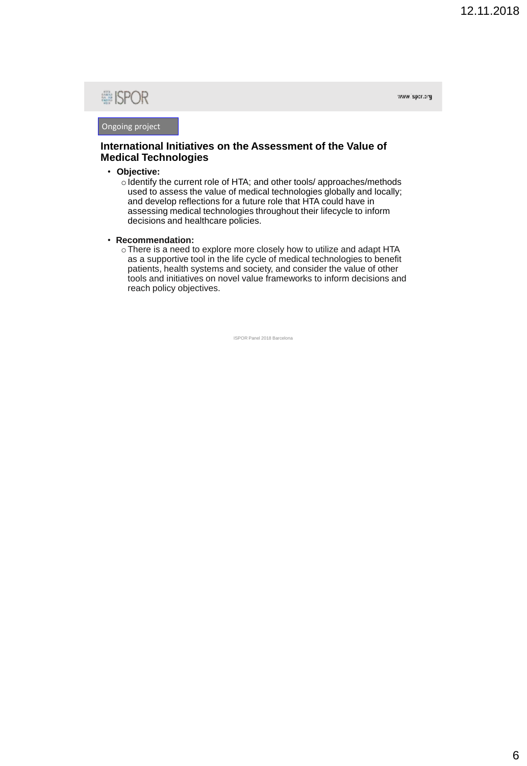Ongoing project

## International Initiatives on the Assessment of the Value of Medical Technologies

- **Objective:**
  - Identify the current role of HTA; and other tools/ approaches/methods used to assess the value of medical technologies globally and locally; and develop reflections for a future role that HTA could have in assessing medical technologies throughout their lifecycle to inform decisions and healthcare policies.

- **Recommendation:**
  - There is a need to explore more closely how to utilize and adapt HTA as a supportive tool in the life cycle of medical technologies to benefit patients, health systems and society, and consider the value of other tools and initiatives on novel value frameworks to inform decisions and reach policy objectives.